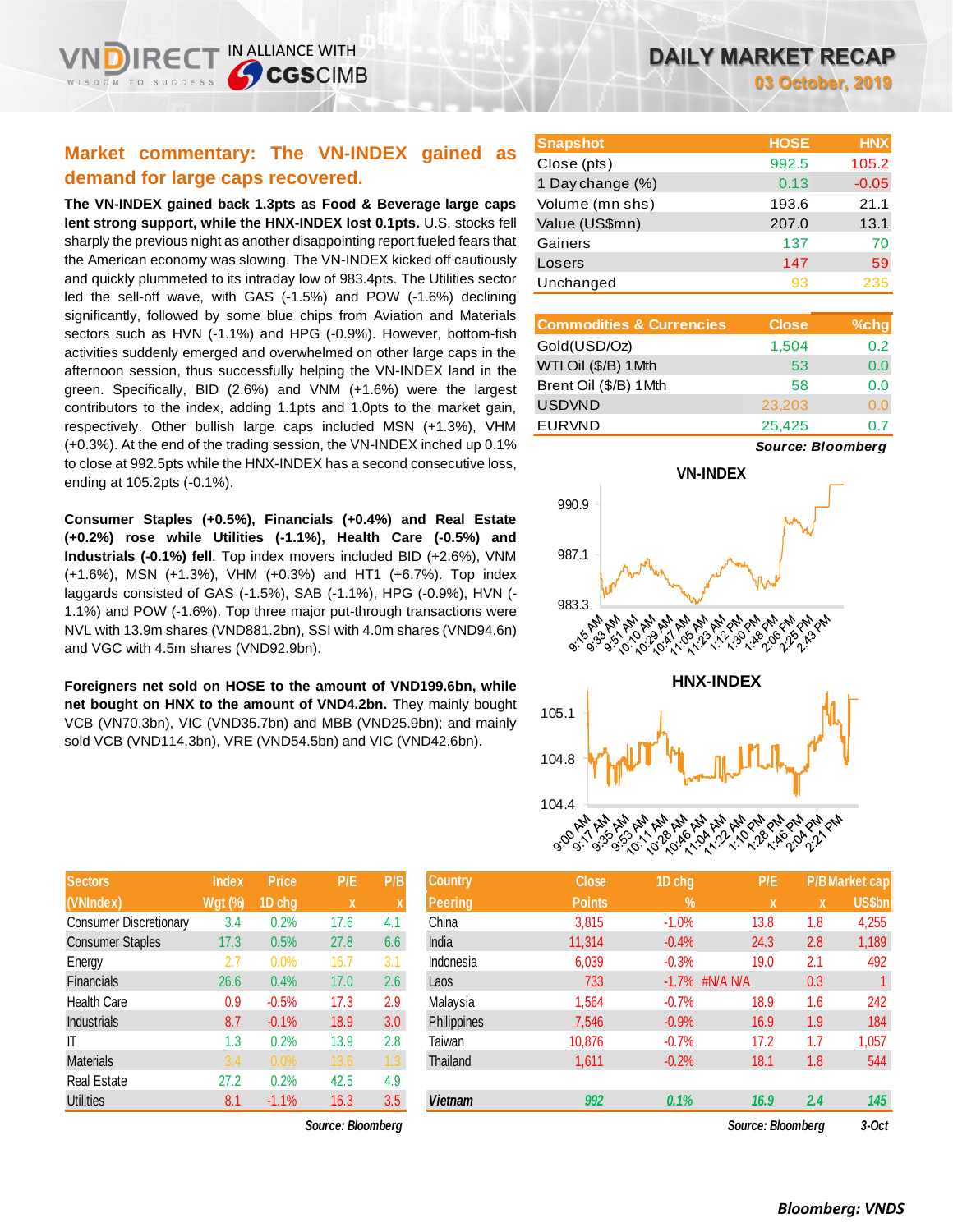# DAILY MARKET RECAP

**03 October, 2019**

## Market commentary: The VN-INDEX gained as demand for large caps recovered.

**The VN-INDEX gained back 1.3pts as Food & Beverage large caps lent strong support, while the HNX-INDEX lost 0.1pts.** U.S. stocks fell sharply the previous night as another disappointing report fueled fears that the American economy was slowing. The VN-INDEX kicked off cautiously and quickly plummeted to its intraday low of 983.4pts. The Utilities sector led the sell-off wave, with GAS (-1.5%) and POW (-1.6%) declining significantly, followed by some blue chips from Aviation and Materials sectors such as HVN (-1.1%) and HPG (-0.9%). However, bottom-fish activities suddenly emerged and overwhelmed on other large caps in the afternoon session, thus successfully helping the VN-INDEX land in the green. Specifically, BID (2.6%) and VNM (+1.6%) were the largest contributors to the index, adding 1.1pts and 1.0pts to the market gain, respectively. Other bullish large caps included MSN (+1.3%), VHM (+0.3%). At the end of the trading session, the VN-INDEX inched up 0.1% to close at 992.5pts while the HNX-INDEX has a second consecutive loss, ending at 105.2pts (-0.1%).

**Consumer Staples (+0.5%), Financials (+0.4%) and Real Estate (+0.2%) rose while Utilities (-1.1%), Health Care (-0.5%) and Industrials (-0.1%) fell**. Top index movers included BID (+2.6%), VNM (+1.6%), MSN (+1.3%), VHM (+0.3%) and HT1 (+6.7%). Top index laggards consisted of GAS (-1.5%), SAB (-1.1%), HPG (-0.9%), HVN (-1.1%) and POW (-1.6%). Top three major put-through transactions were NVL with 13.9m shares (VND881.2bn), SSI with 4.0m shares (VND94.6n) and VGC with 4.5m shares (VND92.9bn).

**Foreigners net sold on HOSE to the amount of VND199.6bn, while net bought on HNX to the amount of VND4.2bn.** They mainly bought VCB (VN70.3bn), VIC (VND35.7bn) and MBB (VND25.9bn); and mainly sold VCB (VND114.3bn), VRE (VND54.5bn) and VIC (VND42.6bn).

| Snapshot | HOSE | HNX |
|---|---|---|
| Close (pts) | 992.5 | 105.2 |
| 1 Day change (%) | 0.13 | -0.05 |
| Volume (mn shs) | 193.6 | 21.1 |
| Value (US$mn) | 207.0 | 13.1 |
| Gainers | 137 | 70 |
| Losers | 147 | 59 |
| Unchanged | 93 | 235 |

| Commodities & Currencies | Close | %chg |
|---|---|---|
| Gold(USD/Oz) | 1,504 | 0.2 |
| WTI Oil ($/B) 1Mth | 53 | 0.0 |
| Brent Oil ($/B) 1Mth | 58 | 0.0 |
| USDVND | 23,203 | 0.0 |
| EURVND | 25,425 | 0.7 |

*Source: Bloomberg*

| Sectors (VNIndex) | Index Wgt (%) | Price 1D chg | P/E x | P/B x |
|---|---|---|---|---|
| Consumer Discretionary | 3.4 | 0.2% | 17.6 | 4.1 |
| Consumer Staples | 17.3 | 0.5% | 27.8 | 6.6 |
| Energy | 2.7 | 0.0% | 16.7 | 3.1 |
| Financials | 26.6 | 0.4% | 17.0 | 2.6 |
| Health Care | 0.9 | -0.5% | 17.3 | 2.9 |
| Industrials | 8.7 | -0.1% | 18.9 | 3.0 |
| IT | 1.3 | 0.2% | 13.9 | 2.8 |
| Materials | 3.4 | 0.0% | 13.6 | 1.3 |
| Real Estate | 27.2 | 0.2% | 42.5 | 4.9 |
| Utilities | 8.1 | -1.1% | 16.3 | 3.5 |

*Source: Bloomberg*

| Country Peering | Close Points | 1D chg % | P/E x | P/B x | Market cap US$bn |
|---|---|---|---|---|---|
| China | 3,815 | -1.0% | 13.8 | 1.8 | 4,255 |
| India | 11,314 | -0.4% | 24.3 | 2.8 | 1,189 |
| Indonesia | 6,039 | -0.3% | 19.0 | 2.1 | 492 |
| Laos | 733 | -1.7% | #N/A N/A | 0.3 | 1 |
| Malaysia | 1,564 | -0.7% | 18.9 | 1.6 | 242 |
| Philippines | 7,546 | -0.9% | 16.9 | 1.9 | 184 |
| Taiwan | 10,876 | -0.7% | 17.2 | 1.7 | 1,057 |
| Thailand | 1,611 | -0.2% | 18.1 | 1.8 | 544 |
| **Vietnam** | **992** | **0.1%** | **16.9** | **2.4** | **145** |

*Source: Bloomberg* *3-Oct*

*Bloomberg: VNDS*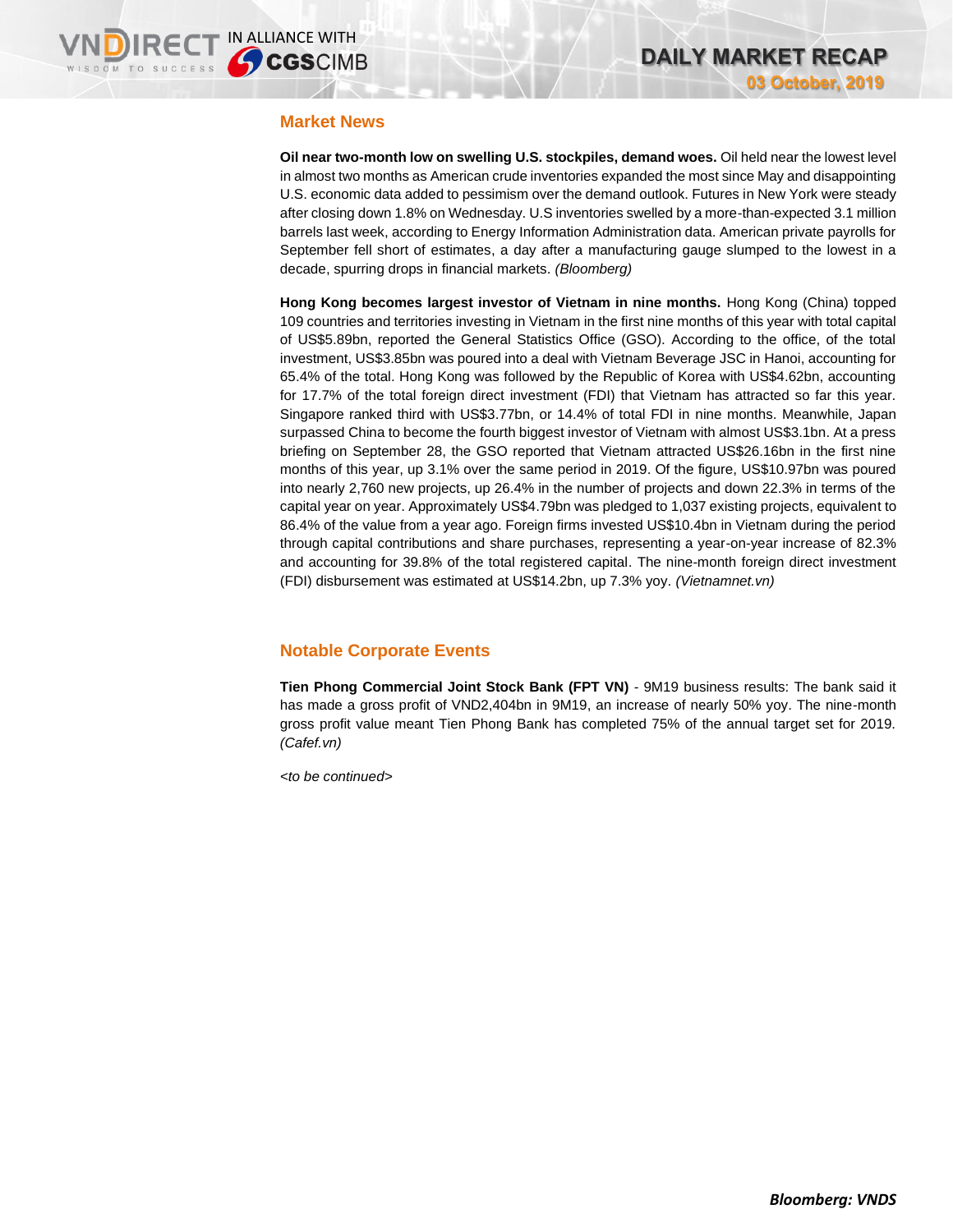## Market News

**Oil near two-month low on swelling U.S. stockpiles, demand woes.** Oil held near the lowest level in almost two months as American crude inventories expanded the most since May and disappointing U.S. economic data added to pessimism over the demand outlook. Futures in New York were steady after closing down 1.8% on Wednesday. U.S inventories swelled by a more-than-expected 3.1 million barrels last week, according to Energy Information Administration data. American private payrolls for September fell short of estimates, a day after a manufacturing gauge slumped to the lowest in a decade, spurring drops in financial markets. *(Bloomberg)*

**Hong Kong becomes largest investor of Vietnam in nine months.** Hong Kong (China) topped 109 countries and territories investing in Vietnam in the first nine months of this year with total capital of US$5.89bn, reported the General Statistics Office (GSO). According to the office, of the total investment, US$3.85bn was poured into a deal with Vietnam Beverage JSC in Hanoi, accounting for 65.4% of the total. Hong Kong was followed by the Republic of Korea with US$4.62bn, accounting for 17.7% of the total foreign direct investment (FDI) that Vietnam has attracted so far this year. Singapore ranked third with US$3.77bn, or 14.4% of total FDI in nine months. Meanwhile, Japan surpassed China to become the fourth biggest investor of Vietnam with almost US$3.1bn. At a press briefing on September 28, the GSO reported that Vietnam attracted US$26.16bn in the first nine months of this year, up 3.1% over the same period in 2019. Of the figure, US$10.97bn was poured into nearly 2,760 new projects, up 26.4% in the number of projects and down 22.3% in terms of the capital year on year. Approximately US$4.79bn was pledged to 1,037 existing projects, equivalent to 86.4% of the value from a year ago. Foreign firms invested US$10.4bn in Vietnam during the period through capital contributions and share purchases, representing a year-on-year increase of 82.3% and accounting for 39.8% of the total registered capital. The nine-month foreign direct investment (FDI) disbursement was estimated at US$14.2bn, up 7.3% yoy. *(Vietnamnet.vn)*

## Notable Corporate Events

**Tien Phong Commercial Joint Stock Bank (FPT VN)** - 9M19 business results: The bank said it has made a gross profit of VND2,404bn in 9M19, an increase of nearly 50% yoy. The nine-month gross profit value meant Tien Phong Bank has completed 75% of the annual target set for 2019. *(Cafef.vn)*

*<to be continued>*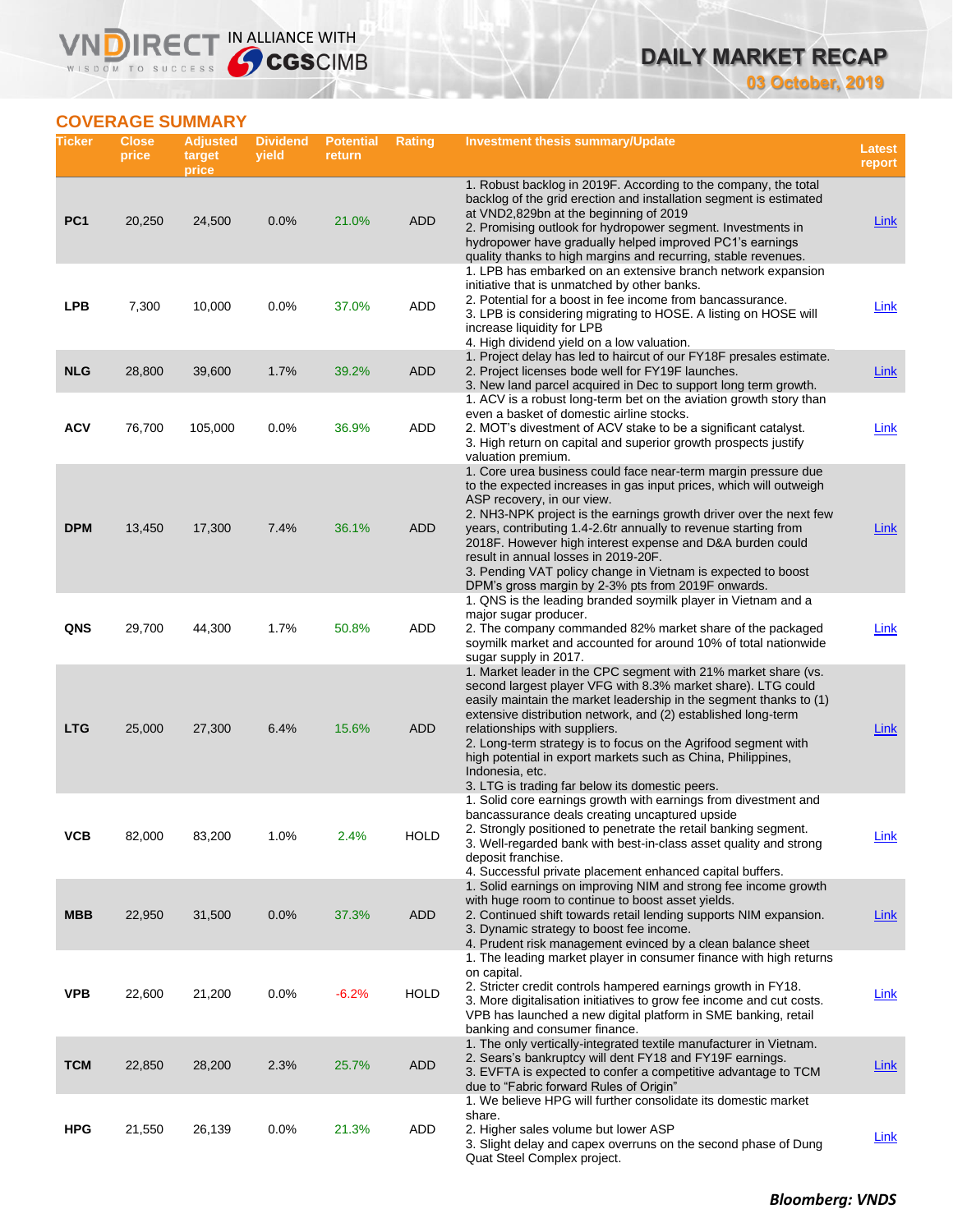## COVERAGE SUMMARY

| Ticker | Close price | Adjusted target price | Dividend yield | Potential return | Rating | Investment thesis summary/Update | Latest report |
|---|---|---|---|---|---|---|---|
| PC1 | 20,250 | 24,500 | 0.0% | 21.0% | ADD | 1. Robust backlog in 2019F. According to the company, the total backlog of the grid erection and installation segment is estimated at VND2,829bn at the beginning of 2019<br>2. Promising outlook for hydropower segment. Investments in hydropower have gradually helped improved PC1's earnings quality thanks to high margins and recurring, stable revenues. | Link |
| LPB | 7,300 | 10,000 | 0.0% | 37.0% | ADD | 1. LPB has embarked on an extensive branch network expansion initiative that is unmatched by other banks.<br>2. Potential for a boost in fee income from bancassurance.<br>3. LPB is considering migrating to HOSE. A listing on HOSE will increase liquidity for LPB<br>4. High dividend yield on a low valuation. | Link |
| NLG | 28,800 | 39,600 | 1.7% | 39.2% | ADD | 1. Project delay has led to haircut of our FY18F presales estimate.<br>2. Project licenses bode well for FY19F launches.<br>3. New land parcel acquired in Dec to support long term growth. | Link |
| ACV | 76,700 | 105,000 | 0.0% | 36.9% | ADD | 1. ACV is a robust long-term bet on the aviation growth story than even a basket of domestic airline stocks.<br>2. MOT's divestment of ACV stake to be a significant catalyst.<br>3. High return on capital and superior growth prospects justify valuation premium. | Link |
| DPM | 13,450 | 17,300 | 7.4% | 36.1% | ADD | 1. Core urea business could face near-term margin pressure due to the expected increases in gas input prices, which will outweigh ASP recovery, in our view.<br>2. NH3-NPK project is the earnings growth driver over the next few years, contributing 1.4-2.6tr annually to revenue starting from 2018F. However high interest expense and D&A burden could result in annual losses in 2019-20F.<br>3. Pending VAT policy change in Vietnam is expected to boost DPM's gross margin by 2-3% pts from 2019F onwards. | Link |
| QNS | 29,700 | 44,300 | 1.7% | 50.8% | ADD | 1. QNS is the leading branded soymilk player in Vietnam and a major sugar producer.<br>2. The company commanded 82% market share of the packaged soymilk market and accounted for around 10% of total nationwide sugar supply in 2017. | Link |
| LTG | 25,000 | 27,300 | 6.4% | 15.6% | ADD | 1. Market leader in the CPC segment with 21% market share (vs. second largest player VFG with 8.3% market share). LTG could easily maintain the market leadership in the segment thanks to (1) extensive distribution network, and (2) established long-term relationships with suppliers.<br>2. Long-term strategy is to focus on the Agrifood segment with high potential in export markets such as China, Philippines, Indonesia, etc.<br>3. LTG is trading far below its domestic peers. | Link |
| VCB | 82,000 | 83,200 | 1.0% | 2.4% | HOLD | 1. Solid core earnings growth with earnings from divestment and bancassurance deals creating uncaptured upside<br>2. Strongly positioned to penetrate the retail banking segment.<br>3. Well-regarded bank with best-in-class asset quality and strong deposit franchise.<br>4. Successful private placement enhanced capital buffers. | Link |
| MBB | 22,950 | 31,500 | 0.0% | 37.3% | ADD | 1. Solid earnings on improving NIM and strong fee income growth with huge room to continue to boost asset yields.<br>2. Continued shift towards retail lending supports NIM expansion.<br>3. Dynamic strategy to boost fee income.<br>4. Prudent risk management evinced by a clean balance sheet | Link |
| VPB | 22,600 | 21,200 | 0.0% | -6.2% | HOLD | 1. The leading market player in consumer finance with high returns on capital.<br>2. Stricter credit controls hampered earnings growth in FY18.<br>3. More digitalisation initiatives to grow fee income and cut costs. VPB has launched a new digital platform in SME banking, retail banking and consumer finance. | Link |
| TCM | 22,850 | 28,200 | 2.3% | 25.7% | ADD | 1. The only vertically-integrated textile manufacturer in Vietnam.<br>2. Sears's bankruptcy will dent FY18 and FY19F earnings.<br>3. EVFTA is expected to confer a competitive advantage to TCM due to "Fabric forward Rules of Origin" | Link |
| HPG | 21,550 | 26,139 | 0.0% | 21.3% | ADD | 1. We believe HPG will further consolidate its domestic market share.<br>2. Higher sales volume but lower ASP<br>3. Slight delay and capex overruns on the second phase of Dung Quat Steel Complex project. | Link |

***Bloomberg: VNDS***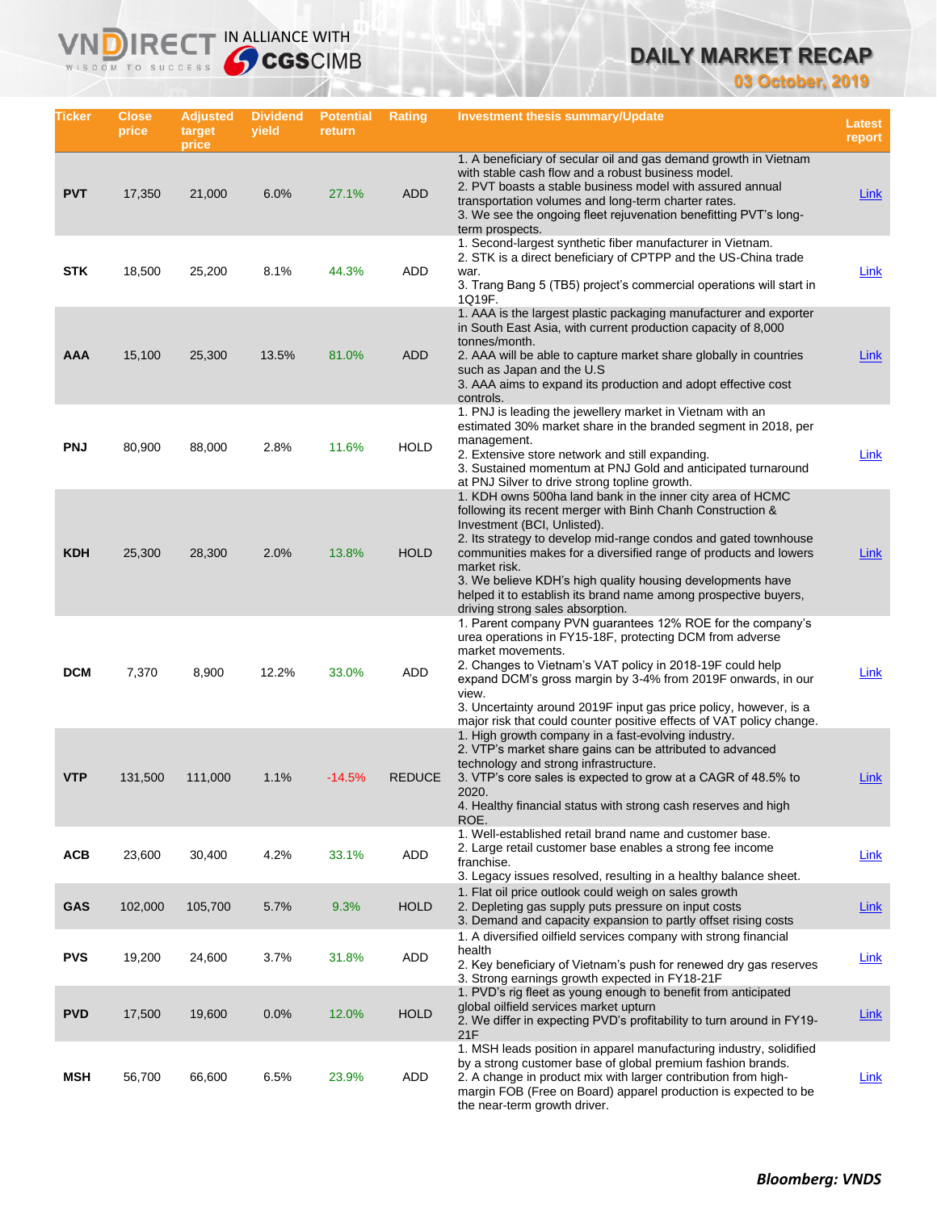# DAILY MARKET RECAP

**03 October, 2019**

| Ticker | Close price | Adjusted target price | Dividend yield | Potential return | Rating | Investment thesis summary/Update | Latest report |
|---|---|---|---|---|---|---|---|
| PVT | 17,350 | 21,000 | 6.0% | 27.1% | ADD | 1. A beneficiary of secular oil and gas demand growth in Vietnam with stable cash flow and a robust business model. 2. PVT boasts a stable business model with assured annual transportation volumes and long-term charter rates. 3. We see the ongoing fleet rejuvenation benefitting PVT's long-term prospects. | Link |
| STK | 18,500 | 25,200 | 8.1% | 44.3% | ADD | 1. Second-largest synthetic fiber manufacturer in Vietnam. 2. STK is a direct beneficiary of CPTPP and the US-China trade war. 3. Trang Bang 5 (TB5) project's commercial operations will start in 1Q19F. | Link |
| AAA | 15,100 | 25,300 | 13.5% | 81.0% | ADD | 1. AAA is the largest plastic packaging manufacturer and exporter in South East Asia, with current production capacity of 8,000 tonnes/month. 2. AAA will be able to capture market share globally in countries such as Japan and the U.S 3. AAA aims to expand its production and adopt effective cost controls. | Link |
| PNJ | 80,900 | 88,000 | 2.8% | 11.6% | HOLD | 1. PNJ is leading the jewellery market in Vietnam with an estimated 30% market share in the branded segment in 2018, per management. 2. Extensive store network and still expanding. 3. Sustained momentum at PNJ Gold and anticipated turnaround at PNJ Silver to drive strong topline growth. | Link |
| KDH | 25,300 | 28,300 | 2.0% | 13.8% | HOLD | 1. KDH owns 500ha land bank in the inner city area of HCMC following its recent merger with Binh Chanh Construction & Investment (BCI, Unlisted). 2. Its strategy to develop mid-range condos and gated townhouse communities makes for a diversified range of products and lowers market risk. 3. We believe KDH's high quality housing developments have helped it to establish its brand name among prospective buyers, driving strong sales absorption. | Link |
| DCM | 7,370 | 8,900 | 12.2% | 33.0% | ADD | 1. Parent company PVN guarantees 12% ROE for the company's urea operations in FY15-18F, protecting DCM from adverse market movements. 2. Changes to Vietnam's VAT policy in 2018-19F could help expand DCM's gross margin by 3-4% from 2019F onwards, in our view. 3. Uncertainty around 2019F input gas price policy, however, is a major risk that could counter positive effects of VAT policy change. | Link |
| VTP | 131,500 | 111,000 | 1.1% | -14.5% | REDUCE | 1. High growth company in a fast-evolving industry. 2. VTP's market share gains can be attributed to advanced technology and strong infrastructure. 3. VTP's core sales is expected to grow at a CAGR of 48.5% to 2020. 4. Healthy financial status with strong cash reserves and high ROE. | Link |
| ACB | 23,600 | 30,400 | 4.2% | 33.1% | ADD | 1. Well-established retail brand name and customer base. 2. Large retail customer base enables a strong fee income franchise. 3. Legacy issues resolved, resulting in a healthy balance sheet. | Link |
| GAS | 102,000 | 105,700 | 5.7% | 9.3% | HOLD | 1. Flat oil price outlook could weigh on sales growth 2. Depleting gas supply puts pressure on input costs 3. Demand and capacity expansion to partly offset rising costs | Link |
| PVS | 19,200 | 24,600 | 3.7% | 31.8% | ADD | 1. A diversified oilfield services company with strong financial health 2. Key beneficiary of Vietnam's push for renewed dry gas reserves 3. Strong earnings growth expected in FY18-21F | Link |
| PVD | 17,500 | 19,600 | 0.0% | 12.0% | HOLD | 1. PVD's rig fleet as young enough to benefit from anticipated global oilfield services market upturn 2. We differ in expecting PVD's profitability to turn around in FY19-21F | Link |
| MSH | 56,700 | 66,600 | 6.5% | 23.9% | ADD | 1. MSH leads position in apparel manufacturing industry, solidified by a strong customer base of global premium fashion brands. 2. A change in product mix with larger contribution from high-margin FOB (Free on Board) apparel production is expected to be the near-term growth driver. | Link |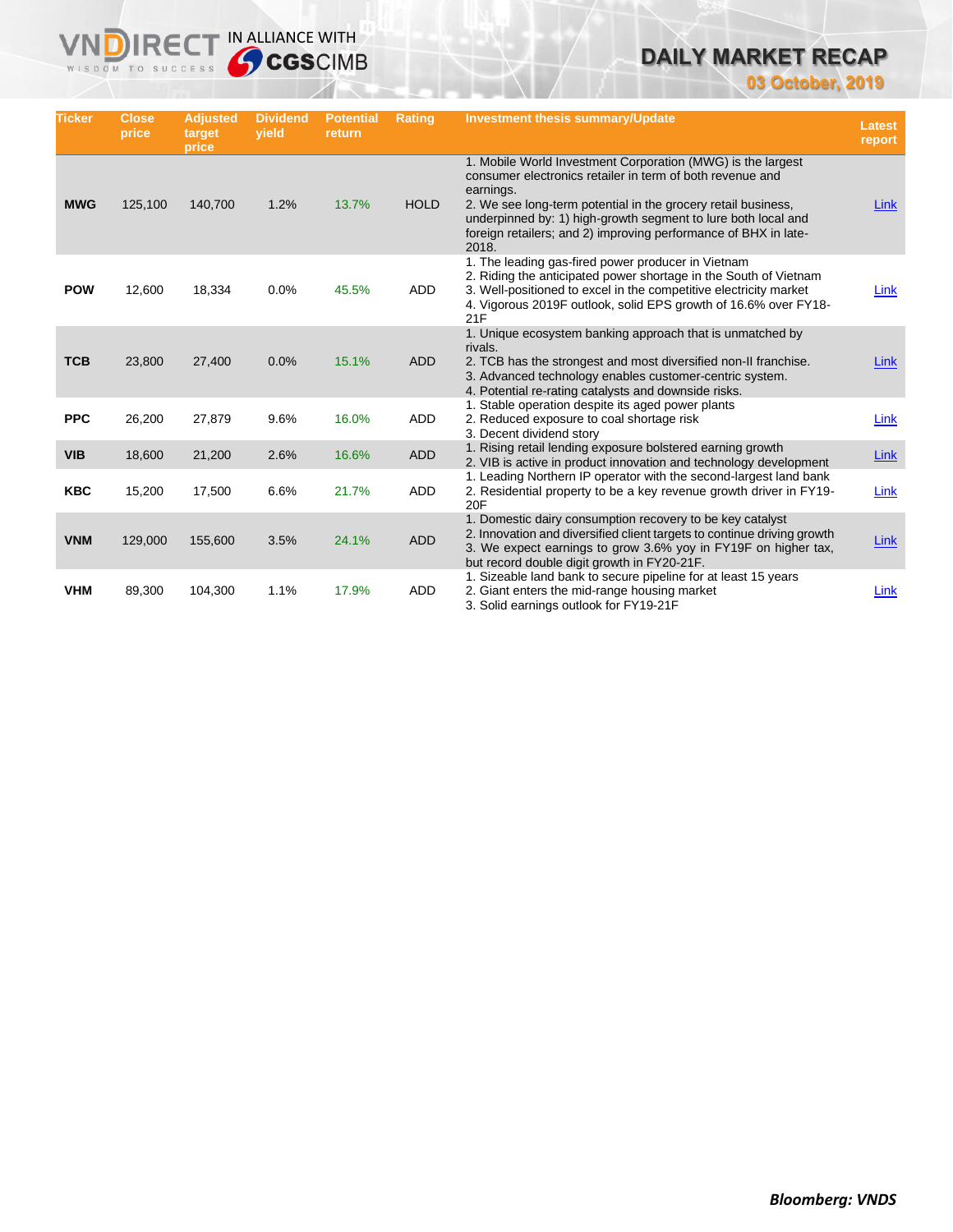| Ticker | Close price | Adjusted target price | Dividend yield | Potential return | Rating | Investment thesis summary/Update | Latest report |
|---|---|---|---|---|---|---|---|
| **MWG** | 125,100 | 140,700 | 1.2% | 13.7% | HOLD | 1. Mobile World Investment Corporation (MWG) is the largest consumer electronics retailer in term of both revenue and earnings.<br>2. We see long-term potential in the grocery retail business, underpinned by: 1) high-growth segment to lure both local and foreign retailers; and 2) improving performance of BHX in late-2018. | Link |
| **POW** | 12,600 | 18,334 | 0.0% | 45.5% | ADD | 1. The leading gas-fired power producer in Vietnam<br>2. Riding the anticipated power shortage in the South of Vietnam<br>3. Well-positioned to excel in the competitive electricity market<br>4. Vigorous 2019F outlook, solid EPS growth of 16.6% over FY18-21F | Link |
| **TCB** | 23,800 | 27,400 | 0.0% | 15.1% | ADD | 1. Unique ecosystem banking approach that is unmatched by rivals.<br>2. TCB has the strongest and most diversified non-II franchise.<br>3. Advanced technology enables customer-centric system.<br>4. Potential re-rating catalysts and downside risks. | Link |
| **PPC** | 26,200 | 27,879 | 9.6% | 16.0% | ADD | 1. Stable operation despite its aged power plants<br>2. Reduced exposure to coal shortage risk<br>3. Decent dividend story | Link |
| **VIB** | 18,600 | 21,200 | 2.6% | 16.6% | ADD | 1. Rising retail lending exposure bolstered earning growth<br>2. VIB is active in product innovation and technology development | Link |
| **KBC** | 15,200 | 17,500 | 6.6% | 21.7% | ADD | 1. Leading Northern IP operator with the second-largest land bank<br>2. Residential property to be a key revenue growth driver in FY19-20F | Link |
| **VNM** | 129,000 | 155,600 | 3.5% | 24.1% | ADD | 1. Domestic dairy consumption recovery to be key catalyst<br>2. Innovation and diversified client targets to continue driving growth<br>3. We expect earnings to grow 3.6% yoy in FY19F on higher tax, but record double digit growth in FY20-21F. | Link |
| **VHM** | 89,300 | 104,300 | 1.1% | 17.9% | ADD | 1. Sizeable land bank to secure pipeline for at least 15 years<br>2. Giant enters the mid-range housing market<br>3. Solid earnings outlook for FY19-21F | Link |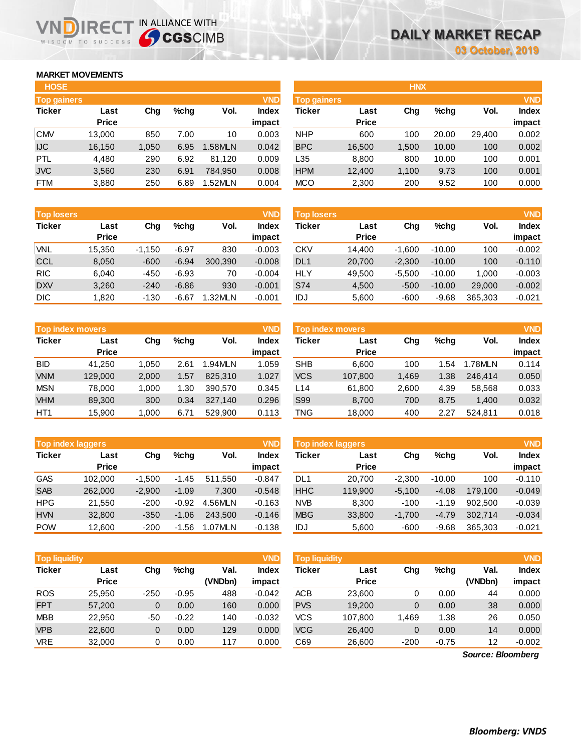# DAILY MARKET RECAP

03 October, 2019

## MARKET MOVEMENTS

### HOSE

**Top gainers** (VND)

| Ticker | Last Price | Chg | %chg | Vol. | Index impact |
|---|---|---|---|---|---|
| CMV | 13,000 | 850 | 7.00 | 10 | 0.003 |
| IJC | 16,150 | 1,050 | 6.95 | 1.58MLN | 0.042 |
| PTL | 4,480 | 290 | 6.92 | 81,120 | 0.009 |
| JVC | 3,560 | 230 | 6.91 | 784,950 | 0.008 |
| FTM | 3,880 | 250 | 6.89 | 1.52MLN | 0.004 |

**Top losers** (VND)

| Ticker | Last Price | Chg | %chg | Vol. | Index impact |
|---|---|---|---|---|---|
| VNL | 15,350 | -1,150 | -6.97 | 830 | -0.003 |
| CCL | 8,050 | -600 | -6.94 | 300,390 | -0.008 |
| RIC | 6,040 | -450 | -6.93 | 70 | -0.004 |
| DXV | 3,260 | -240 | -6.86 | 930 | -0.001 |
| DIC | 1,820 | -130 | -6.67 | 1.32MLN | -0.001 |

**Top index movers** (VND)

| Ticker | Last Price | Chg | %chg | Vol. | Index impact |
|---|---|---|---|---|---|
| BID | 41,250 | 1,050 | 2.61 | 1.94MLN | 1.059 |
| VNM | 129,000 | 2,000 | 1.57 | 825,310 | 1.027 |
| MSN | 78,000 | 1,000 | 1.30 | 390,570 | 0.345 |
| VHM | 89,300 | 300 | 0.34 | 327,140 | 0.296 |
| HT1 | 15,900 | 1,000 | 6.71 | 529,900 | 0.113 |

**Top index laggers** (VND)

| Ticker | Last Price | Chg | %chg | Vol. | Index impact |
|---|---|---|---|---|---|
| GAS | 102,000 | -1,500 | -1.45 | 511,550 | -0.847 |
| SAB | 262,000 | -2,900 | -1.09 | 7,300 | -0.548 |
| HPG | 21,550 | -200 | -0.92 | 4.56MLN | -0.163 |
| HVN | 32,800 | -350 | -1.06 | 243,500 | -0.146 |
| POW | 12,600 | -200 | -1.56 | 1.07MLN | -0.138 |

**Top liquidity** (VND)

| Ticker | Last Price | Chg | %chg | Val. (VNDbn) | Index impact |
|---|---|---|---|---|---|
| ROS | 25,950 | -250 | -0.95 | 488 | -0.042 |
| FPT | 57,200 | 0 | 0.00 | 160 | 0.000 |
| MBB | 22,950 | -50 | -0.22 | 140 | -0.032 |
| VPB | 22,600 | 0 | 0.00 | 129 | 0.000 |
| VRE | 32,000 | 0 | 0.00 | 117 | 0.000 |

### HNX

**Top gainers** (VND)

| Ticker | Last Price | Chg | %chg | Vol. | Index impact |
|---|---|---|---|---|---|
| NHP | 600 | 100 | 20.00 | 29,400 | 0.002 |
| BPC | 16,500 | 1,500 | 10.00 | 100 | 0.002 |
| L35 | 8,800 | 800 | 10.00 | 100 | 0.001 |
| HPM | 12,400 | 1,100 | 9.73 | 100 | 0.001 |
| MCO | 2,300 | 200 | 9.52 | 100 | 0.000 |

**Top losers** (VND)

| Ticker | Last Price | Chg | %chg | Vol. | Index impact |
|---|---|---|---|---|---|
| CKV | 14,400 | -1,600 | -10.00 | 100 | -0.002 |
| DL1 | 20,700 | -2,300 | -10.00 | 100 | -0.110 |
| HLY | 49,500 | -5,500 | -10.00 | 1,000 | -0.003 |
| S74 | 4,500 | -500 | -10.00 | 29,000 | -0.002 |
| IDJ | 5,600 | -600 | -9.68 | 365,303 | -0.021 |

**Top index movers** (VND)

| Ticker | Last Price | Chg | %chg | Vol. | Index impact |
|---|---|---|---|---|---|
| SHB | 6,600 | 100 | 1.54 | 1.78MLN | 0.114 |
| VCS | 107,800 | 1,469 | 1.38 | 246,414 | 0.050 |
| L14 | 61,800 | 2,600 | 4.39 | 58,568 | 0.033 |
| S99 | 8,700 | 700 | 8.75 | 1,400 | 0.032 |
| TNG | 18,000 | 400 | 2.27 | 524,811 | 0.018 |

**Top index laggers** (VND)

| Ticker | Last Price | Chg | %chg | Vol. | Index impact |
|---|---|---|---|---|---|
| DL1 | 20,700 | -2,300 | -10.00 | 100 | -0.110 |
| HHC | 119,900 | -5,100 | -4.08 | 179,100 | -0.049 |
| NVB | 8,300 | -100 | -1.19 | 902,500 | -0.039 |
| MBG | 33,800 | -1,700 | -4.79 | 302,714 | -0.034 |
| IDJ | 5,600 | -600 | -9.68 | 365,303 | -0.021 |

**Top liquidity** (VND)

| Ticker | Last Price | Chg | %chg | Val. (VNDbn) | Index impact |
|---|---|---|---|---|---|
| ACB | 23,600 | 0 | 0.00 | 44 | 0.000 |
| PVS | 19,200 | 0 | 0.00 | 38 | 0.000 |
| VCS | 107,800 | 1,469 | 1.38 | 26 | 0.050 |
| VCG | 26,400 | 0 | 0.00 | 14 | 0.000 |
| C69 | 26,600 | -200 | -0.75 | 12 | -0.002 |

*Source: Bloomberg*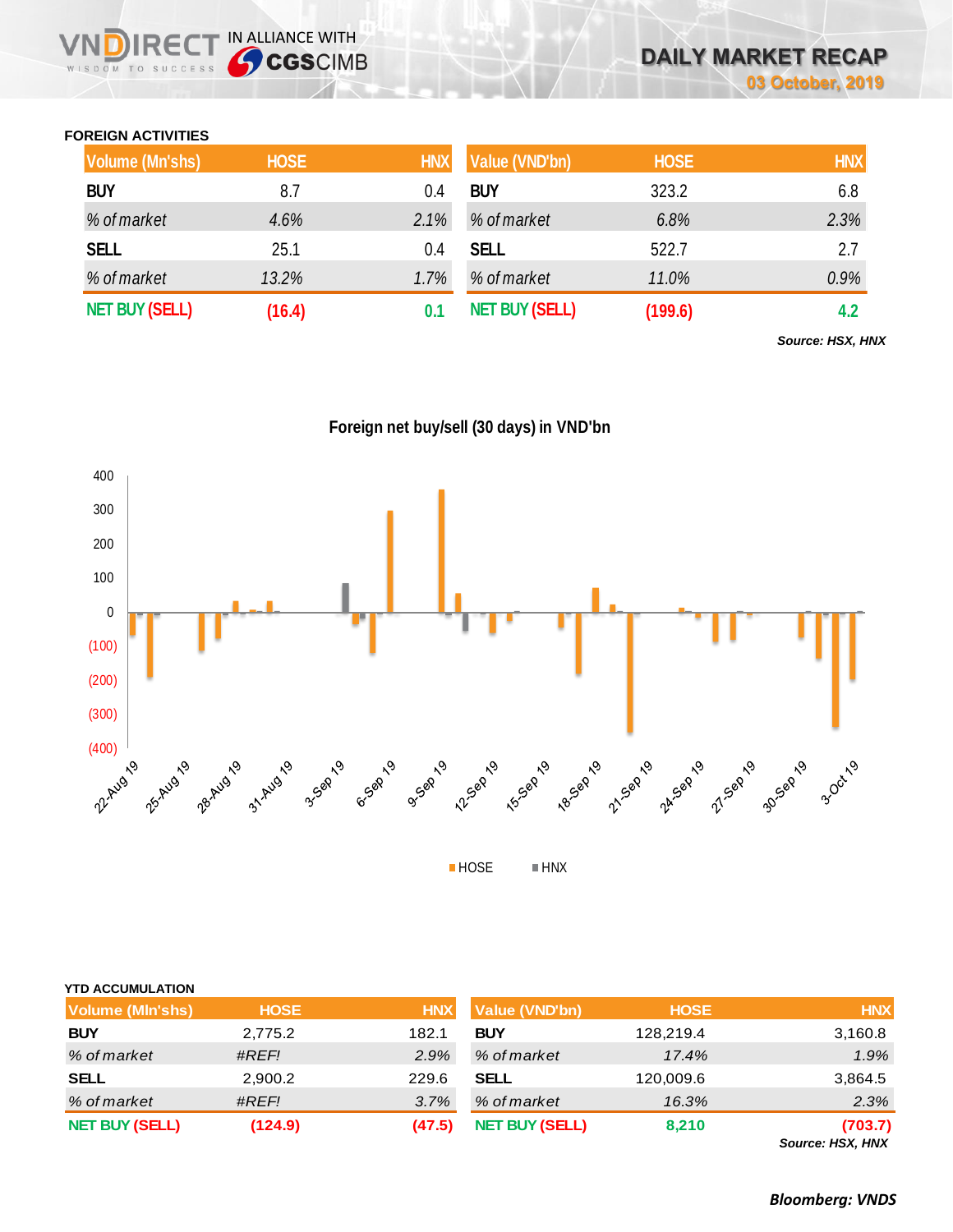DAILY MARKET RECAP

03 October, 2019

### FOREIGN ACTIVITIES

| Volume (Mn'shs) | HOSE | HNX |
|---|---|---|
| BUY | 8.7 | 0.4 |
| *% of market* | *4.6%* | *2.1%* |
| SELL | 25.1 | 0.4 |
| *% of market* | *13.2%* | *1.7%* |
| NET BUY (SELL) | (16.4) | 0.1 |

| Value (VND'bn) | HOSE | HNX |
|---|---|---|
| BUY | 323.2 | 6.8 |
| *% of market* | *6.8%* | *2.3%* |
| SELL | 522.7 | 2.7 |
| *% of market* | *11.0%* | *0.9%* |
| NET BUY (SELL) | (199.6) | 4.2 |

*Source: HSX, HNX*

**Foreign net buy/sell (30 days) in VND'bn**

### YTD ACCUMULATION

| Volume (Mln'shs) | HOSE | HNX |
|---|---|---|
| BUY | 2,775.2 | 182.1 |
| *% of market* | *#REF!* | *2.9%* |
| SELL | 2,900.2 | 229.6 |
| *% of market* | *#REF!* | *3.7%* |
| NET BUY (SELL) | (124.9) | (47.5) |

| Value (VND'bn) | HOSE | HNX |
|---|---|---|
| BUY | 128,219.4 | 3,160.8 |
| *% of market* | *17.4%* | *1.9%* |
| SELL | 120,009.6 | 3,864.5 |
| *% of market* | *16.3%* | *2.3%* |
| NET BUY (SELL) | 8,210 | (703.7) |

*Source: HSX, HNX*

***Bloomberg: VNDS***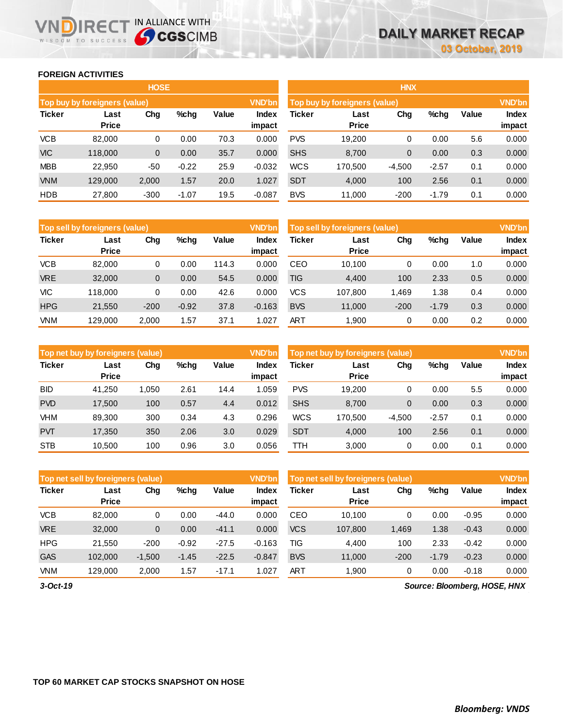## FOREIGN ACTIVITIES

### HOSE

| Top buy by foreigners (value) | | | | | VND'bn |
|---|---|---|---|---|---|
| Ticker | Last Price | Chg | %chg | Value | Index impact |
| VCB | 82,000 | 0 | 0.00 | 70.3 | 0.000 |
| VIC | 118,000 | 0 | 0.00 | 35.7 | 0.000 |
| MBB | 22,950 | -50 | -0.22 | 25.9 | -0.032 |
| VNM | 129,000 | 2,000 | 1.57 | 20.0 | 1.027 |
| HDB | 27,800 | -300 | -1.07 | 19.5 | -0.087 |

| Top sell by foreigners (value) | | | | | VND'bn |
|---|---|---|---|---|---|
| Ticker | Last Price | Chg | %chg | Value | Index impact |
| VCB | 82,000 | 0 | 0.00 | 114.3 | 0.000 |
| VRE | 32,000 | 0 | 0.00 | 54.5 | 0.000 |
| VIC | 118,000 | 0 | 0.00 | 42.6 | 0.000 |
| HPG | 21,550 | -200 | -0.92 | 37.8 | -0.163 |
| VNM | 129,000 | 2,000 | 1.57 | 37.1 | 1.027 |

| Top net buy by foreigners (value) | | | | | VND'bn |
|---|---|---|---|---|---|
| Ticker | Last Price | Chg | %chg | Value | Index impact |
| BID | 41,250 | 1,050 | 2.61 | 14.4 | 1.059 |
| PVD | 17,500 | 100 | 0.57 | 4.4 | 0.012 |
| VHM | 89,300 | 300 | 0.34 | 4.3 | 0.296 |
| PVT | 17,350 | 350 | 2.06 | 3.0 | 0.029 |
| STB | 10,500 | 100 | 0.96 | 3.0 | 0.056 |

| Top net sell by foreigners (value) | | | | | VND'bn |
|---|---|---|---|---|---|
| Ticker | Last Price | Chg | %chg | Value | Index impact |
| VCB | 82,000 | 0 | 0.00 | -44.0 | 0.000 |
| VRE | 32,000 | 0 | 0.00 | -41.1 | 0.000 |
| HPG | 21,550 | -200 | -0.92 | -27.5 | -0.163 |
| GAS | 102,000 | -1,500 | -1.45 | -22.5 | -0.847 |
| VNM | 129,000 | 2,000 | 1.57 | -17.1 | 1.027 |

### HNX

| Top buy by foreigners (value) | | | | | VND'bn |
|---|---|---|---|---|---|
| Ticker | Last Price | Chg | %chg | Value | Index impact |
| PVS | 19,200 | 0 | 0.00 | 5.6 | 0.000 |
| SHS | 8,700 | 0 | 0.00 | 0.3 | 0.000 |
| WCS | 170,500 | -4,500 | -2.57 | 0.1 | 0.000 |
| SDT | 4,000 | 100 | 2.56 | 0.1 | 0.000 |
| BVS | 11,000 | -200 | -1.79 | 0.1 | 0.000 |

| Top sell by foreigners (value) | | | | | VND'bn |
|---|---|---|---|---|---|
| Ticker | Last Price | Chg | %chg | Value | Index impact |
| CEO | 10,100 | 0 | 0.00 | 1.0 | 0.000 |
| TIG | 4,400 | 100 | 2.33 | 0.5 | 0.000 |
| VCS | 107,800 | 1,469 | 1.38 | 0.4 | 0.000 |
| BVS | 11,000 | -200 | -1.79 | 0.3 | 0.000 |
| ART | 1,900 | 0 | 0.00 | 0.2 | 0.000 |

| Top net buy by foreigners (value) | | | | | VND'bn |
|---|---|---|---|---|---|
| Ticker | Last Price | Chg | %chg | Value | Index impact |
| PVS | 19,200 | 0 | 0.00 | 5.5 | 0.000 |
| SHS | 8,700 | 0 | 0.00 | 0.3 | 0.000 |
| WCS | 170,500 | -4,500 | -2.57 | 0.1 | 0.000 |
| SDT | 4,000 | 100 | 2.56 | 0.1 | 0.000 |
| TTH | 3,000 | 0 | 0.00 | 0.1 | 0.000 |

| Top net sell by foreigners (value) | | | | | VND'bn |
|---|---|---|---|---|---|
| Ticker | Last Price | Chg | %chg | Value | Index impact |
| CEO | 10,100 | 0 | 0.00 | -0.95 | 0.000 |
| VCS | 107,800 | 1,469 | 1.38 | -0.43 | 0.000 |
| TIG | 4,400 | 100 | 2.33 | -0.42 | 0.000 |
| BVS | 11,000 | -200 | -1.79 | -0.23 | 0.000 |
| ART | 1,900 | 0 | 0.00 | -0.18 | 0.000 |

*3-Oct-19*

*Source: Bloomberg, HOSE, HNX*

## TOP 60 MARKET CAP STOCKS SNAPSHOT ON HOSE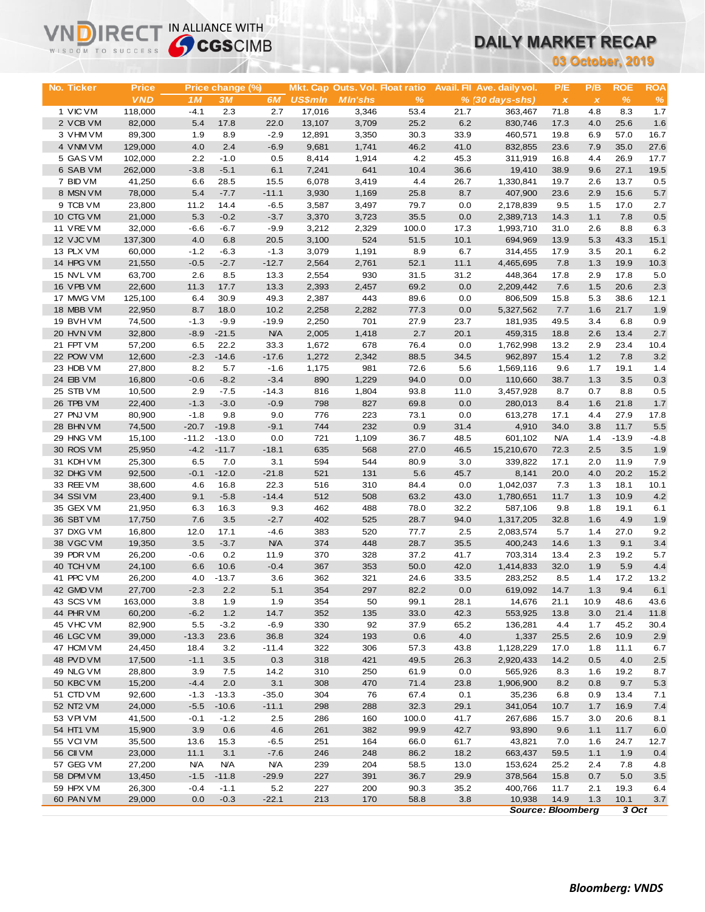VNDIRECT IN ALLIANCE WITH CGSCIMB

WISDOM TO SUCCESS

# DAILY MARKET RECAP

**03 October, 2019**

| No. | Ticker | Price | Price change (%) | | | Mkt. Cap | Outs. Vol. | Float ratio | Avail. FII | Ave. daily vol. | P/E | P/B | ROE | ROA |
|---|---|---|---|---|---|---|---|---|---|---|---|---|---|---|
| | | VND | 1M | 3M | 6M | US$mln | Mln'shs | % | % | (30 days-shs) | x | x | % | % |
| 1 | VIC VM | 118,000 | -4.1 | 2.3 | 2.7 | 17,016 | 3,346 | 53.4 | 21.7 | 363,467 | 71.8 | 4.8 | 8.3 | 1.7 |
| 2 | VCB VM | 82,000 | 5.4 | 17.8 | 22.0 | 13,107 | 3,709 | 25.2 | 6.2 | 830,746 | 17.3 | 4.0 | 25.6 | 1.6 |
| 3 | VHM VM | 89,300 | 1.9 | 8.9 | -2.9 | 12,891 | 3,350 | 30.3 | 33.9 | 460,571 | 19.8 | 6.9 | 57.0 | 16.7 |
| 4 | VNM VM | 129,000 | 4.0 | 2.4 | -6.9 | 9,681 | 1,741 | 46.2 | 41.0 | 832,855 | 23.6 | 7.9 | 35.0 | 27.6 |
| 5 | GAS VM | 102,000 | 2.2 | -1.0 | 0.5 | 8,414 | 1,914 | 4.2 | 45.3 | 311,919 | 16.8 | 4.4 | 26.9 | 17.7 |
| 6 | SAB VM | 262,000 | -3.8 | -5.1 | 6.1 | 7,241 | 641 | 10.4 | 36.6 | 19,410 | 38.9 | 9.6 | 27.1 | 19.5 |
| 7 | BID VM | 41,250 | 6.6 | 28.5 | 15.5 | 6,078 | 3,419 | 4.4 | 26.7 | 1,330,841 | 19.7 | 2.6 | 13.7 | 0.5 |
| 8 | MSN VM | 78,000 | 5.4 | -7.7 | -11.1 | 3,930 | 1,169 | 25.8 | 8.7 | 407,900 | 23.6 | 2.9 | 15.6 | 5.7 |
| 9 | TCB VM | 23,800 | 11.2 | 14.4 | -6.5 | 3,587 | 3,497 | 79.7 | 0.0 | 2,178,839 | 9.5 | 1.5 | 17.0 | 2.7 |
| 10 | CTG VM | 21,000 | 5.3 | -0.2 | -3.7 | 3,370 | 3,723 | 35.5 | 0.0 | 2,389,713 | 14.3 | 1.1 | 7.8 | 0.5 |
| 11 | VRE VM | 32,000 | -6.6 | -6.7 | -9.9 | 3,212 | 2,329 | 100.0 | 17.3 | 1,993,710 | 31.0 | 2.6 | 8.8 | 6.3 |
| 12 | VJC VM | 137,300 | 4.0 | 6.8 | 20.5 | 3,100 | 524 | 51.5 | 10.1 | 694,969 | 13.9 | 5.3 | 43.3 | 15.1 |
| 13 | PLX VM | 60,000 | -1.2 | -6.3 | -1.3 | 3,079 | 1,191 | 8.9 | 6.7 | 314,455 | 17.9 | 3.5 | 20.1 | 6.2 |
| 14 | HPG VM | 21,550 | -0.5 | -2.7 | -12.7 | 2,564 | 2,761 | 52.1 | 11.1 | 4,465,695 | 7.8 | 1.3 | 19.9 | 10.3 |
| 15 | NVL VM | 63,700 | 2.6 | 8.5 | 13.3 | 2,554 | 930 | 31.5 | 31.2 | 448,364 | 17.8 | 2.9 | 17.8 | 5.0 |
| 16 | VPB VM | 22,600 | 11.3 | 17.7 | 13.3 | 2,393 | 2,457 | 69.2 | 0.0 | 2,209,442 | 7.6 | 1.5 | 20.6 | 2.3 |
| 17 | MWG VM | 125,100 | 6.4 | 30.9 | 49.3 | 2,387 | 443 | 89.6 | 0.0 | 806,509 | 15.8 | 5.3 | 38.6 | 12.1 |
| 18 | MBB VM | 22,950 | 8.7 | 18.0 | 10.2 | 2,258 | 2,282 | 77.3 | 0.0 | 5,327,562 | 7.7 | 1.6 | 21.7 | 1.9 |
| 19 | BVH VM | 74,500 | -1.3 | -9.9 | -19.9 | 2,250 | 701 | 27.9 | 23.7 | 181,935 | 49.5 | 3.4 | 6.8 | 0.9 |
| 20 | HVN VM | 32,800 | -8.9 | -21.5 | N/A | 2,005 | 1,418 | 2.7 | 20.1 | 459,315 | 18.8 | 2.6 | 13.4 | 2.7 |
| 21 | FPT VM | 57,200 | 6.5 | 22.2 | 33.3 | 1,672 | 678 | 76.4 | 0.0 | 1,762,998 | 13.2 | 2.9 | 23.4 | 10.4 |
| 22 | POW VM | 12,600 | -2.3 | -14.6 | -17.6 | 1,272 | 2,342 | 88.5 | 34.5 | 962,897 | 15.4 | 1.2 | 7.8 | 3.2 |
| 23 | HDB VM | 27,800 | 8.2 | 5.7 | -1.6 | 1,175 | 981 | 72.6 | 5.6 | 1,569,116 | 9.6 | 1.7 | 19.1 | 1.4 |
| 24 | EIB VM | 16,800 | -0.6 | -8.2 | -3.4 | 890 | 1,229 | 94.0 | 0.0 | 110,660 | 38.7 | 1.3 | 3.5 | 0.3 |
| 25 | STB VM | 10,500 | 2.9 | -7.5 | -14.3 | 816 | 1,804 | 93.8 | 11.0 | 3,457,928 | 8.7 | 0.7 | 8.8 | 0.5 |
| 26 | TPB VM | 22,400 | -1.3 | -3.0 | -0.9 | 798 | 827 | 69.8 | 0.0 | 280,013 | 8.4 | 1.6 | 21.8 | 1.7 |
| 27 | PNJ VM | 80,900 | -1.8 | 9.8 | 9.0 | 776 | 223 | 73.1 | 0.0 | 613,278 | 17.1 | 4.4 | 27.9 | 17.8 |
| 28 | BHN VM | 74,500 | -20.7 | -19.8 | -9.1 | 744 | 232 | 0.9 | 31.4 | 4,910 | 34.0 | 3.8 | 11.7 | 5.5 |
| 29 | HNG VM | 15,100 | -11.2 | -13.0 | 0.0 | 721 | 1,109 | 36.7 | 48.5 | 601,102 | N/A | 1.4 | -13.9 | -4.8 |
| 30 | ROS VM | 25,950 | -4.2 | -11.7 | -18.1 | 635 | 568 | 27.0 | 46.5 | 15,210,670 | 72.3 | 2.5 | 3.5 | 1.9 |
| 31 | KDH VM | 25,300 | 6.5 | 7.0 | 3.1 | 594 | 544 | 80.9 | 3.0 | 339,822 | 17.1 | 2.0 | 11.9 | 7.9 |
| 32 | DHG VM | 92,500 | -0.1 | -12.0 | -21.8 | 521 | 131 | 5.6 | 45.7 | 8,141 | 20.0 | 4.0 | 20.2 | 15.2 |
| 33 | REE VM | 38,600 | 4.6 | 16.8 | 22.3 | 516 | 310 | 84.4 | 0.0 | 1,042,037 | 7.3 | 1.3 | 18.1 | 10.1 |
| 34 | SSI VM | 23,400 | 9.1 | -5.8 | -14.4 | 512 | 508 | 63.2 | 43.0 | 1,780,651 | 11.7 | 1.3 | 10.9 | 4.2 |
| 35 | GEX VM | 21,950 | 6.3 | 16.3 | 9.3 | 462 | 488 | 78.0 | 32.2 | 587,106 | 9.8 | 1.8 | 19.1 | 6.1 |
| 36 | SBT VM | 17,750 | 7.6 | 3.5 | -2.7 | 402 | 525 | 28.7 | 94.0 | 1,317,205 | 32.8 | 1.6 | 4.9 | 1.9 |
| 37 | DXG VM | 16,800 | 12.0 | 17.1 | -4.6 | 383 | 520 | 77.7 | 2.5 | 2,083,574 | 5.7 | 1.4 | 27.0 | 9.2 |
| 38 | VGC VM | 19,350 | 3.5 | -3.7 | N/A | 374 | 448 | 28.7 | 35.5 | 400,243 | 14.6 | 1.3 | 9.1 | 3.4 |
| 39 | PDR VM | 26,200 | -0.6 | 0.2 | 11.9 | 370 | 328 | 37.2 | 41.7 | 703,314 | 13.4 | 2.3 | 19.2 | 5.7 |
| 40 | TCH VM | 24,100 | 6.6 | 10.6 | -0.4 | 367 | 353 | 50.0 | 42.0 | 1,414,833 | 32.0 | 1.9 | 5.9 | 4.4 |
| 41 | PPC VM | 26,200 | 4.0 | -13.7 | 3.6 | 362 | 321 | 24.6 | 33.5 | 283,252 | 8.5 | 1.4 | 17.2 | 13.2 |
| 42 | GMD VM | 27,700 | -2.3 | 2.2 | 5.1 | 354 | 297 | 82.2 | 0.0 | 619,092 | 14.7 | 1.3 | 9.4 | 6.1 |
| 43 | SCS VM | 163,000 | 3.8 | 1.9 | 1.9 | 354 | 50 | 99.1 | 28.1 | 14,676 | 21.1 | 10.9 | 48.6 | 43.6 |
| 44 | PHR VM | 60,200 | -6.2 | 1.2 | 14.7 | 352 | 135 | 33.0 | 42.3 | 553,925 | 13.8 | 3.0 | 21.4 | 11.8 |
| 45 | VHC VM | 82,900 | 5.5 | -3.2 | -6.9 | 330 | 92 | 37.9 | 65.2 | 136,281 | 4.4 | 1.7 | 45.2 | 30.4 |
| 46 | LGC VM | 39,000 | -13.3 | 23.6 | 36.8 | 324 | 193 | 0.6 | 4.0 | 1,337 | 25.5 | 2.6 | 10.9 | 2.9 |
| 47 | HCM VM | 24,450 | 18.4 | 3.2 | -11.4 | 322 | 306 | 57.3 | 43.8 | 1,128,229 | 17.0 | 1.8 | 11.1 | 6.7 |
| 48 | PVD VM | 17,500 | -1.1 | 3.5 | 0.3 | 318 | 421 | 49.5 | 26.3 | 2,920,433 | 14.2 | 0.5 | 4.0 | 2.5 |
| 49 | NLG VM | 28,800 | 3.9 | 7.5 | 14.2 | 310 | 250 | 61.9 | 0.0 | 565,926 | 8.3 | 1.6 | 19.2 | 8.7 |
| 50 | KBC VM | 15,200 | -4.4 | 2.0 | 3.1 | 308 | 470 | 71.4 | 23.8 | 1,906,900 | 8.2 | 0.8 | 9.7 | 5.3 |
| 51 | CTD VM | 92,600 | -1.3 | -13.3 | -35.0 | 304 | 76 | 67.4 | 0.1 | 35,236 | 6.8 | 0.9 | 13.4 | 7.1 |
| 52 | NT2 VM | 24,000 | -5.5 | -10.6 | -11.1 | 298 | 288 | 32.3 | 29.1 | 341,054 | 10.7 | 1.7 | 16.9 | 7.4 |
| 53 | VPI VM | 41,500 | -0.1 | -1.2 | 2.5 | 286 | 160 | 100.0 | 41.7 | 267,686 | 15.7 | 3.0 | 20.6 | 8.1 |
| 54 | HT1 VM | 15,900 | 3.9 | 0.6 | 4.6 | 261 | 382 | 99.9 | 42.7 | 93,890 | 9.6 | 1.1 | 11.7 | 6.0 |
| 55 | VCI VM | 35,500 | 13.6 | 15.3 | -6.5 | 251 | 164 | 66.0 | 61.7 | 43,821 | 7.0 | 1.6 | 24.7 | 12.7 |
| 56 | CII VM | 23,000 | 11.1 | 3.1 | -7.6 | 246 | 248 | 86.2 | 18.2 | 663,437 | 59.5 | 1.1 | 1.9 | 0.4 |
| 57 | GEG VM | 27,200 | N/A | N/A | N/A | 239 | 204 | 58.5 | 13.0 | 153,624 | 25.2 | 2.4 | 7.8 | 4.8 |
| 58 | DPM VM | 13,450 | -1.5 | -11.8 | -29.9 | 227 | 391 | 36.7 | 29.9 | 378,564 | 15.8 | 0.7 | 5.0 | 3.5 |
| 59 | HPX VM | 26,300 | -0.4 | -1.1 | 5.2 | 227 | 200 | 90.3 | 35.2 | 400,766 | 11.7 | 2.1 | 19.3 | 6.4 |
| 60 | PAN VM | 29,000 | 0.0 | -0.3 | -22.1 | 213 | 170 | 58.8 | 3.8 | 10,938 | 14.9 | 1.3 | 10.1 | 3.7 |

*Source: Bloomberg* *3 Oct*

***Bloomberg: VNDS***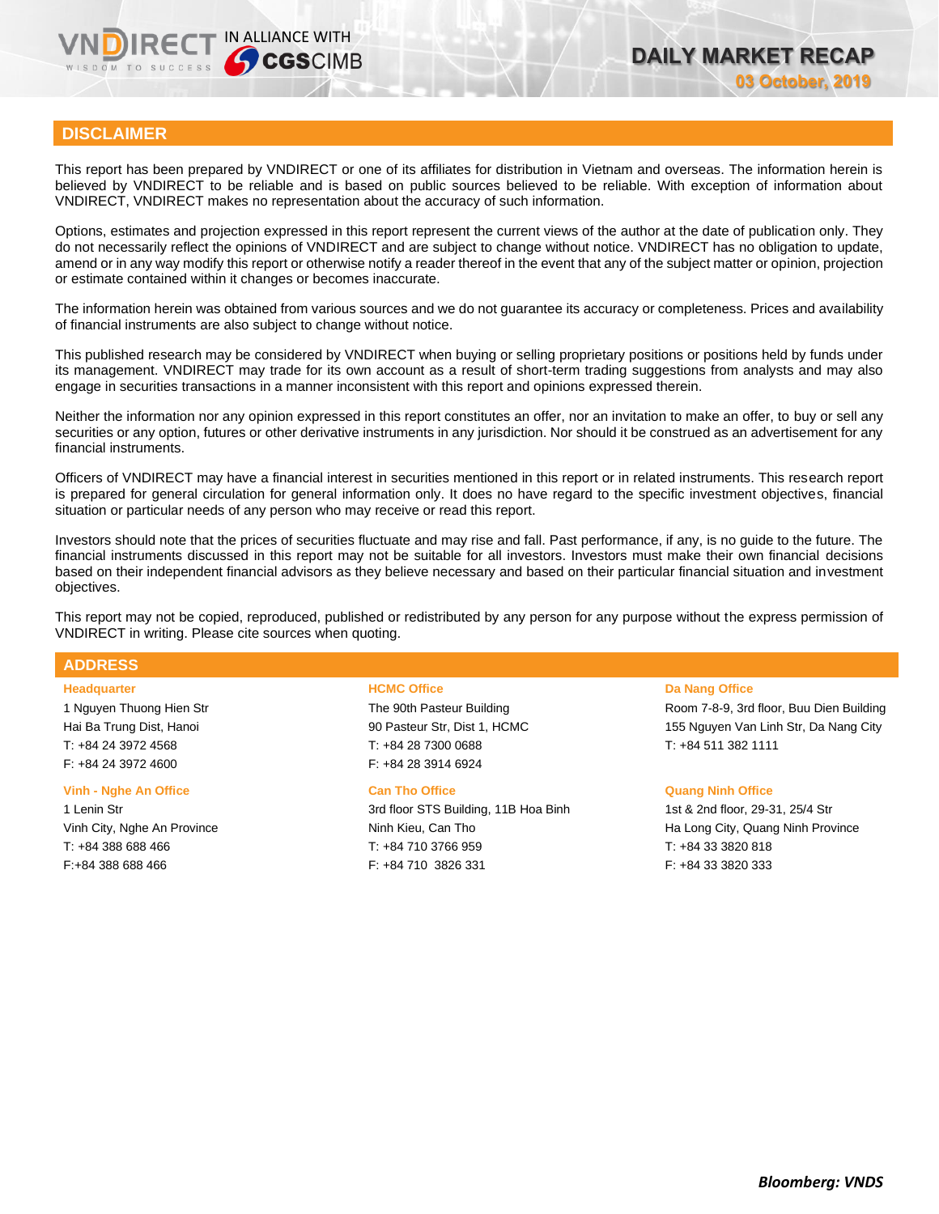## DISCLAIMER

This report has been prepared by VNDIRECT or one of its affiliates for distribution in Vietnam and overseas. The information herein is believed by VNDIRECT to be reliable and is based on public sources believed to be reliable. With exception of information about VNDIRECT, VNDIRECT makes no representation about the accuracy of such information.

Options, estimates and projection expressed in this report represent the current views of the author at the date of publication only. They do not necessarily reflect the opinions of VNDIRECT and are subject to change without notice. VNDIRECT has no obligation to update, amend or in any way modify this report or otherwise notify a reader thereof in the event that any of the subject matter or opinion, projection or estimate contained within it changes or becomes inaccurate.

The information herein was obtained from various sources and we do not guarantee its accuracy or completeness. Prices and availability of financial instruments are also subject to change without notice.

This published research may be considered by VNDIRECT when buying or selling proprietary positions or positions held by funds under its management. VNDIRECT may trade for its own account as a result of short-term trading suggestions from analysts and may also engage in securities transactions in a manner inconsistent with this report and opinions expressed therein.

Neither the information nor any opinion expressed in this report constitutes an offer, nor an invitation to make an offer, to buy or sell any securities or any option, futures or other derivative instruments in any jurisdiction. Nor should it be construed as an advertisement for any financial instruments.

Officers of VNDIRECT may have a financial interest in securities mentioned in this report or in related instruments. This research report is prepared for general circulation for general information only. It does no have regard to the specific investment objectives, financial situation or particular needs of any person who may receive or read this report.

Investors should note that the prices of securities fluctuate and may rise and fall. Past performance, if any, is no guide to the future. The financial instruments discussed in this report may not be suitable for all investors. Investors must make their own financial decisions based on their independent financial advisors as they believe necessary and based on their particular financial situation and investment objectives.

This report may not be copied, reproduced, published or redistributed by any person for any purpose without the express permission of VNDIRECT in writing. Please cite sources when quoting.

## ADDRESS

**Headquarter**
1 Nguyen Thuong Hien Str
Hai Ba Trung Dist, Hanoi
T: +84 24 3972 4568
F: +84 24 3972 4600

**HCMC Office**
The 90th Pasteur Building
90 Pasteur Str, Dist 1, HCMC
T: +84 28 7300 0688
F: +84 28 3914 6924

**Da Nang Office**
Room 7-8-9, 3rd floor, Buu Dien Building
155 Nguyen Van Linh Str, Da Nang City
T: +84 511 382 1111

**Vinh - Nghe An Office**
1 Lenin Str
Vinh City, Nghe An Province
T: +84 388 688 466
F:+84 388 688 466

**Can Tho Office**
3rd floor STS Building, 11B Hoa Binh
Ninh Kieu, Can Tho
T: +84 710 3766 959
F: +84 710 3826 331

**Quang Ninh Office**
1st & 2nd floor, 29-31, 25/4 Str
Ha Long City, Quang Ninh Province
T: +84 33 3820 818
F: +84 33 3820 333

***Bloomberg: VNDS***